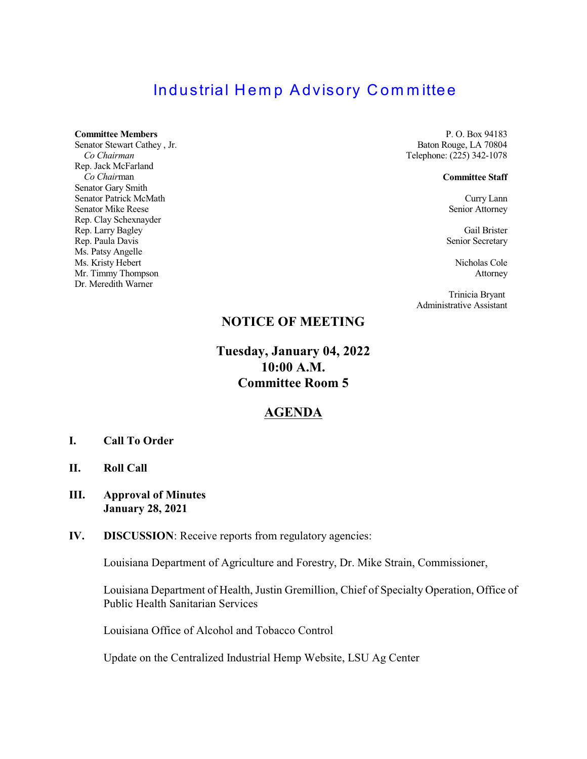# Industrial Hemp Advisory Committee

**Committee Members**
Senator Stewart Cathey , Jr.
*Co Chairman*
Rep. Jack McFarland
*Co Chairman*
Senator Gary Smith
Senator Patrick McMath
Senator Mike Reese
Rep. Clay Schexnayder
Rep. Larry Bagley
Rep. Paula Davis
Ms. Patsy Angelle
Ms. Kristy Hebert
Mr. Timmy Thompson
Dr. Meredith Warner

P. O. Box 94183
Baton Rouge, LA 70804
Telephone: (225) 342-1078

**Committee Staff**

Curry Lann
Senior Attorney

Gail Brister
Senior Secretary

Nicholas Cole
Attorney

Trinicia Bryant
Administrative Assistant

## NOTICE OF MEETING

### Tuesday, January 04, 2022
### 10:00 A.M.
### Committee Room 5

## AGENDA

**I. Call To Order**

**II. Roll Call**

**III. Approval of Minutes**
**January 28, 2021**

**IV. DISCUSSION**: Receive reports from regulatory agencies:

Louisiana Department of Agriculture and Forestry, Dr. Mike Strain, Commissioner,

Louisiana Department of Health, Justin Gremillion, Chief of Specialty Operation, Office of Public Health Sanitarian Services

Louisiana Office of Alcohol and Tobacco Control

Update on the Centralized Industrial Hemp Website, LSU Ag Center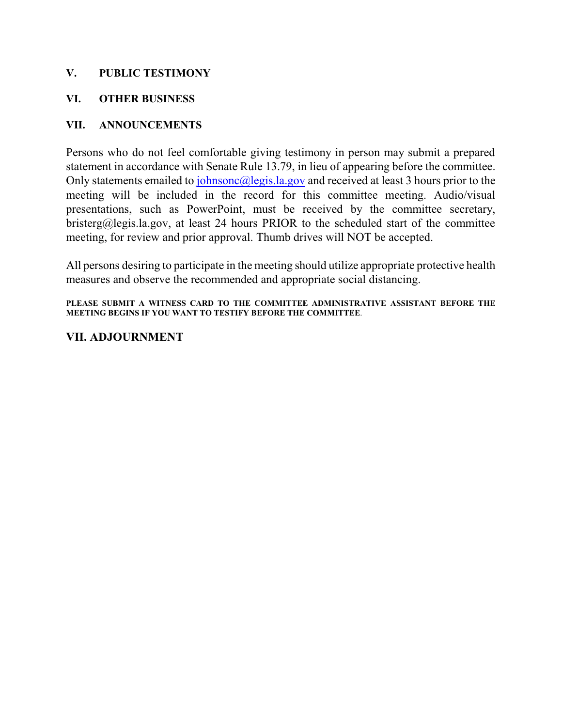## V. PUBLIC TESTIMONY

## VI. OTHER BUSINESS

## VII. ANNOUNCEMENTS

Persons who do not feel comfortable giving testimony in person may submit a prepared statement in accordance with Senate Rule 13.79, in lieu of appearing before the committee. Only statements emailed to johnsonc@legis.la.gov and received at least 3 hours prior to the meeting will be included in the record for this committee meeting. Audio/visual presentations, such as PowerPoint, must be received by the committee secretary, bristerg@legis.la.gov, at least 24 hours PRIOR to the scheduled start of the committee meeting, for review and prior approval. Thumb drives will NOT be accepted.

All persons desiring to participate in the meeting should utilize appropriate protective health measures and observe the recommended and appropriate social distancing.

**PLEASE SUBMIT A WITNESS CARD TO THE COMMITTEE ADMINISTRATIVE ASSISTANT BEFORE THE MEETING BEGINS IF YOU WANT TO TESTIFY BEFORE THE COMMITTEE.**

## VII. ADJOURNMENT